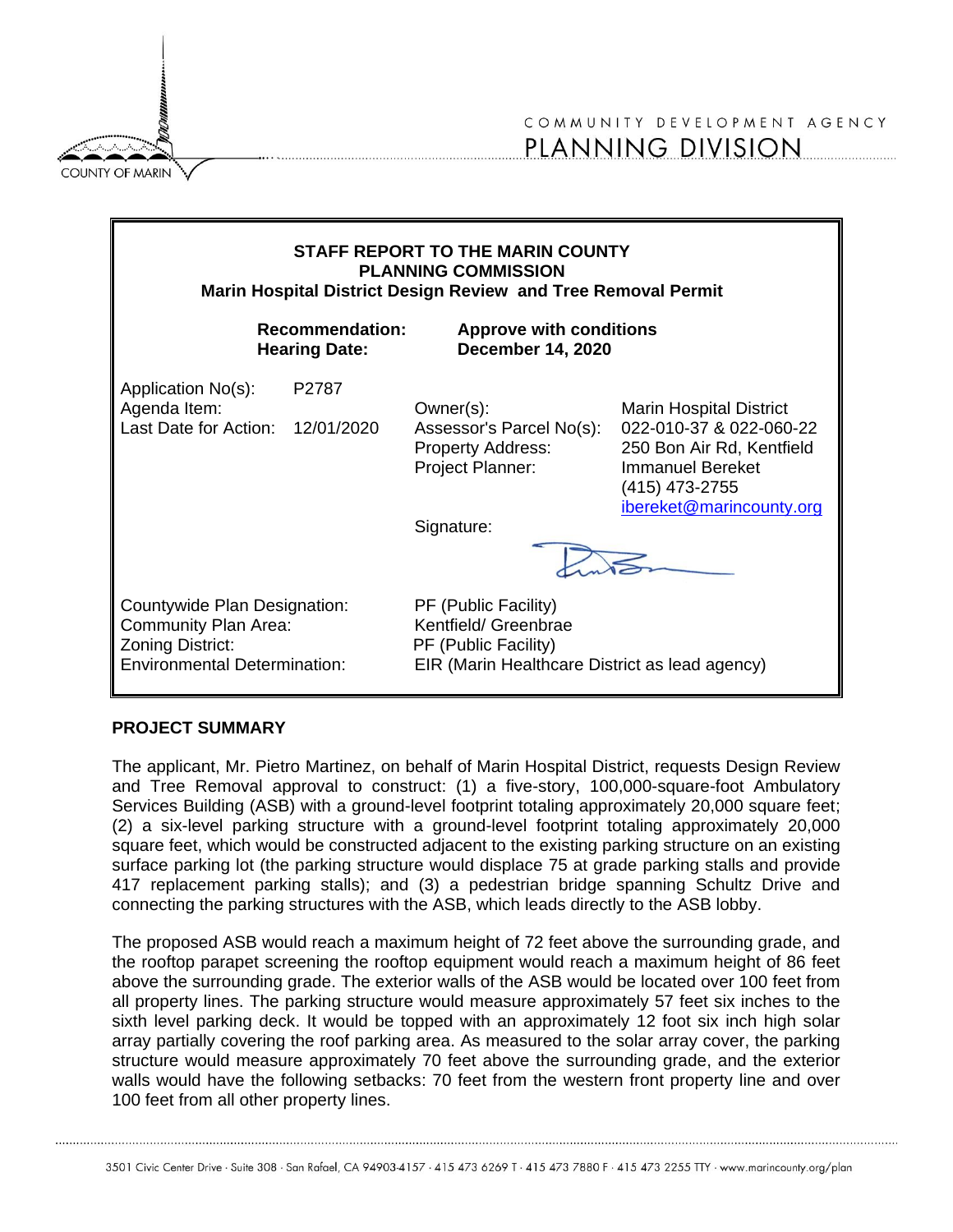COUNTY OF MARIN

COMMUNITY DEVELOPMENT AGENCY
PLANNING DIVISION

**STAFF REPORT TO THE MARIN COUNTY PLANNING COMMISSION**
**Marin Hospital District Design Review and Tree Removal Permit**

| | |
|---|---|
| **Recommendation:** | **Approve with conditions** |
| **Hearing Date:** | **December 14, 2020** |

| | | | |
|---|---|---|---|
| Application No(s): | P2787 | | |
| Agenda Item: | | Owner(s): | Marin Hospital District |
| Last Date for Action: | 12/01/2020 | Assessor's Parcel No(s): | 022-010-37 & 022-060-22 |
| | | Property Address: | 250 Bon Air Rd, Kentfield |
| | | Project Planner: | Immanuel Bereket (415) 473-2755 ibereket@marincounty.org |
| | | Signature: | |

| | |
|---|---|
| Countywide Plan Designation: | PF (Public Facility) |
| Community Plan Area: | Kentfield/ Greenbrae |
| Zoning District: | PF (Public Facility) |
| Environmental Determination: | EIR (Marin Healthcare District as lead agency) |

## PROJECT SUMMARY

The applicant, Mr. Pietro Martinez, on behalf of Marin Hospital District, requests Design Review and Tree Removal approval to construct: (1) a five-story, 100,000-square-foot Ambulatory Services Building (ASB) with a ground-level footprint totaling approximately 20,000 square feet; (2) a six-level parking structure with a ground-level footprint totaling approximately 20,000 square feet, which would be constructed adjacent to the existing parking structure on an existing surface parking lot (the parking structure would displace 75 at grade parking stalls and provide 417 replacement parking stalls); and (3) a pedestrian bridge spanning Schultz Drive and connecting the parking structures with the ASB, which leads directly to the ASB lobby.

The proposed ASB would reach a maximum height of 72 feet above the surrounding grade, and the rooftop parapet screening the rooftop equipment would reach a maximum height of 86 feet above the surrounding grade. The exterior walls of the ASB would be located over 100 feet from all property lines. The parking structure would measure approximately 57 feet six inches to the sixth level parking deck. It would be topped with an approximately 12 foot six inch high solar array partially covering the roof parking area. As measured to the solar array cover, the parking structure would measure approximately 70 feet above the surrounding grade, and the exterior walls would have the following setbacks: 70 feet from the western front property line and over 100 feet from all other property lines.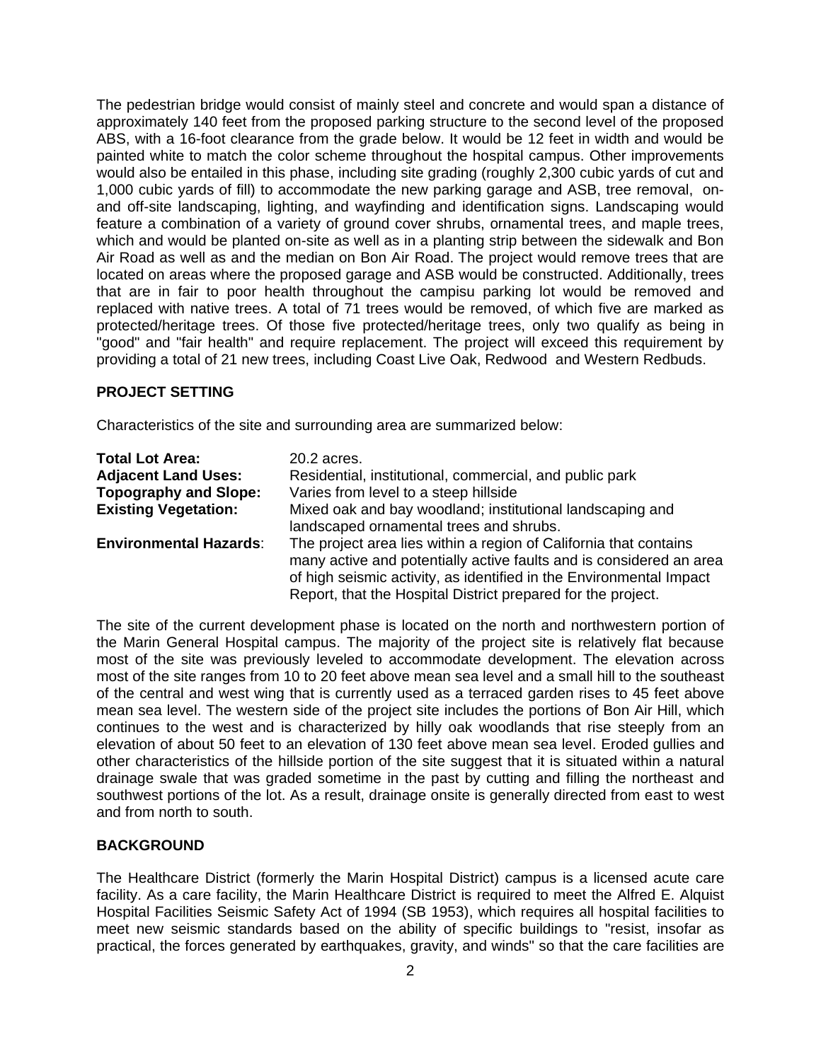The pedestrian bridge would consist of mainly steel and concrete and would span a distance of approximately 140 feet from the proposed parking structure to the second level of the proposed ABS, with a 16-foot clearance from the grade below. It would be 12 feet in width and would be painted white to match the color scheme throughout the hospital campus. Other improvements would also be entailed in this phase, including site grading (roughly 2,300 cubic yards of cut and 1,000 cubic yards of fill) to accommodate the new parking garage and ASB, tree removal, on- and off-site landscaping, lighting, and wayfinding and identification signs. Landscaping would feature a combination of a variety of ground cover shrubs, ornamental trees, and maple trees, which and would be planted on-site as well as in a planting strip between the sidewalk and Bon Air Road as well as and the median on Bon Air Road. The project would remove trees that are located on areas where the proposed garage and ASB would be constructed. Additionally, trees that are in fair to poor health throughout the campisu parking lot would be removed and replaced with native trees. A total of 71 trees would be removed, of which five are marked as protected/heritage trees. Of those five protected/heritage trees, only two qualify as being in "good" and "fair health" and require replacement. The project will exceed this requirement by providing a total of 21 new trees, including Coast Live Oak, Redwood and Western Redbuds.

**PROJECT SETTING**

Characteristics of the site and surrounding area are summarized below:

| | |
|---|---|
| **Total Lot Area:** | 20.2 acres. |
| **Adjacent Land Uses:** | Residential, institutional, commercial, and public park |
| **Topography and Slope:** | Varies from level to a steep hillside |
| **Existing Vegetation:** | Mixed oak and bay woodland; institutional landscaping and landscaped ornamental trees and shrubs. |
| **Environmental Hazards:** | The project area lies within a region of California that contains many active and potentially active faults and is considered an area of high seismic activity, as identified in the Environmental Impact Report, that the Hospital District prepared for the project. |

The site of the current development phase is located on the north and northwestern portion of the Marin General Hospital campus. The majority of the project site is relatively flat because most of the site was previously leveled to accommodate development. The elevation across most of the site ranges from 10 to 20 feet above mean sea level and a small hill to the southeast of the central and west wing that is currently used as a terraced garden rises to 45 feet above mean sea level. The western side of the project site includes the portions of Bon Air Hill, which continues to the west and is characterized by hilly oak woodlands that rise steeply from an elevation of about 50 feet to an elevation of 130 feet above mean sea level. Eroded gullies and other characteristics of the hillside portion of the site suggest that it is situated within a natural drainage swale that was graded sometime in the past by cutting and filling the northeast and southwest portions of the lot. As a result, drainage onsite is generally directed from east to west and from north to south.

**BACKGROUND**

The Healthcare District (formerly the Marin Hospital District) campus is a licensed acute care facility. As a care facility, the Marin Healthcare District is required to meet the Alfred E. Alquist Hospital Facilities Seismic Safety Act of 1994 (SB 1953), which requires all hospital facilities to meet new seismic standards based on the ability of specific buildings to "resist, insofar as practical, the forces generated by earthquakes, gravity, and winds" so that the care facilities are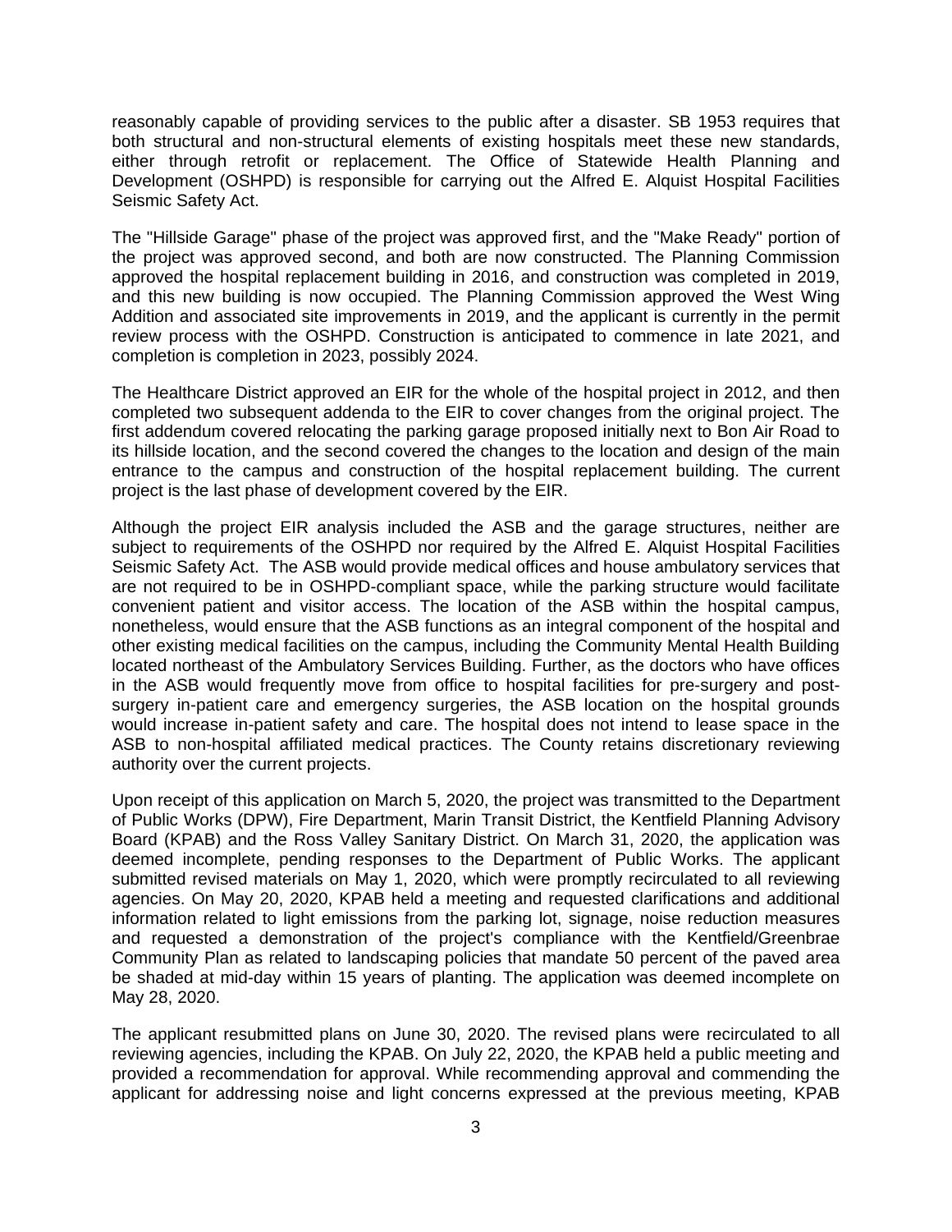reasonably capable of providing services to the public after a disaster. SB 1953 requires that both structural and non-structural elements of existing hospitals meet these new standards, either through retrofit or replacement. The Office of Statewide Health Planning and Development (OSHPD) is responsible for carrying out the Alfred E. Alquist Hospital Facilities Seismic Safety Act.

The "Hillside Garage" phase of the project was approved first, and the "Make Ready" portion of the project was approved second, and both are now constructed. The Planning Commission approved the hospital replacement building in 2016, and construction was completed in 2019, and this new building is now occupied. The Planning Commission approved the West Wing Addition and associated site improvements in 2019, and the applicant is currently in the permit review process with the OSHPD. Construction is anticipated to commence in late 2021, and completion is completion in 2023, possibly 2024.

The Healthcare District approved an EIR for the whole of the hospital project in 2012, and then completed two subsequent addenda to the EIR to cover changes from the original project. The first addendum covered relocating the parking garage proposed initially next to Bon Air Road to its hillside location, and the second covered the changes to the location and design of the main entrance to the campus and construction of the hospital replacement building. The current project is the last phase of development covered by the EIR.

Although the project EIR analysis included the ASB and the garage structures, neither are subject to requirements of the OSHPD nor required by the Alfred E. Alquist Hospital Facilities Seismic Safety Act. The ASB would provide medical offices and house ambulatory services that are not required to be in OSHPD-compliant space, while the parking structure would facilitate convenient patient and visitor access. The location of the ASB within the hospital campus, nonetheless, would ensure that the ASB functions as an integral component of the hospital and other existing medical facilities on the campus, including the Community Mental Health Building located northeast of the Ambulatory Services Building. Further, as the doctors who have offices in the ASB would frequently move from office to hospital facilities for pre-surgery and post-surgery in-patient care and emergency surgeries, the ASB location on the hospital grounds would increase in-patient safety and care. The hospital does not intend to lease space in the ASB to non-hospital affiliated medical practices. The County retains discretionary reviewing authority over the current projects.

Upon receipt of this application on March 5, 2020, the project was transmitted to the Department of Public Works (DPW), Fire Department, Marin Transit District, the Kentfield Planning Advisory Board (KPAB) and the Ross Valley Sanitary District. On March 31, 2020, the application was deemed incomplete, pending responses to the Department of Public Works. The applicant submitted revised materials on May 1, 2020, which were promptly recirculated to all reviewing agencies. On May 20, 2020, KPAB held a meeting and requested clarifications and additional information related to light emissions from the parking lot, signage, noise reduction measures and requested a demonstration of the project's compliance with the Kentfield/Greenbrae Community Plan as related to landscaping policies that mandate 50 percent of the paved area be shaded at mid-day within 15 years of planting. The application was deemed incomplete on May 28, 2020.

The applicant resubmitted plans on June 30, 2020. The revised plans were recirculated to all reviewing agencies, including the KPAB. On July 22, 2020, the KPAB held a public meeting and provided a recommendation for approval. While recommending approval and commending the applicant for addressing noise and light concerns expressed at the previous meeting, KPAB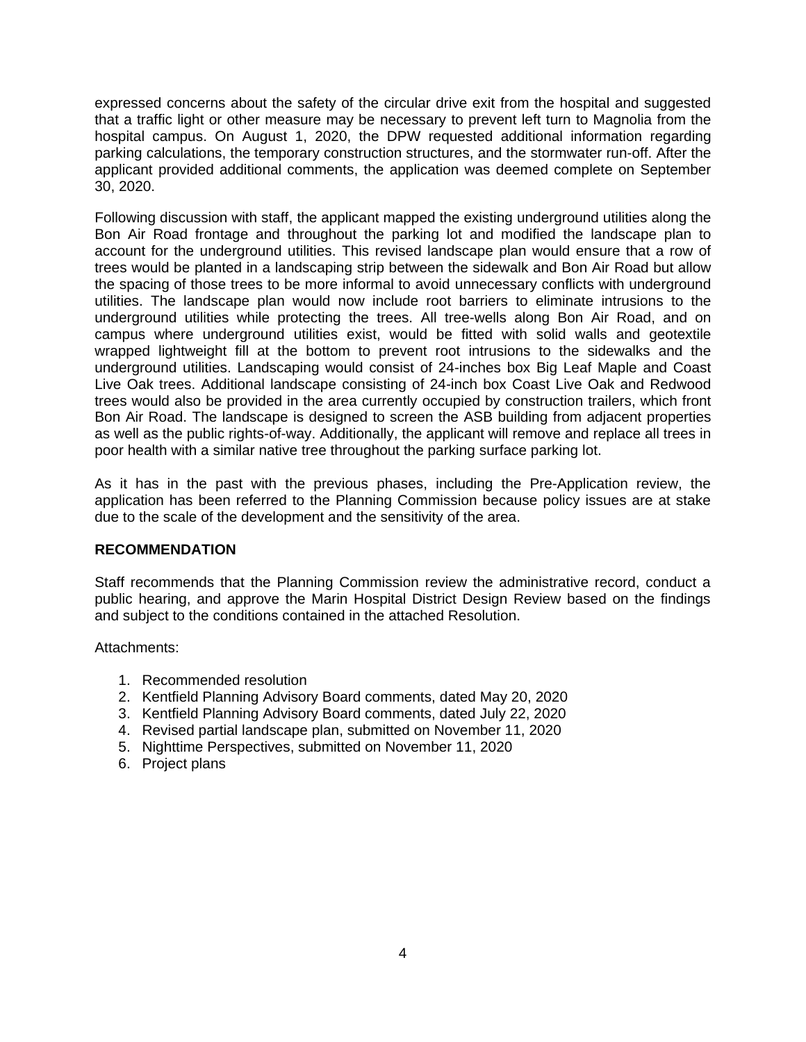expressed concerns about the safety of the circular drive exit from the hospital and suggested that a traffic light or other measure may be necessary to prevent left turn to Magnolia from the hospital campus. On August 1, 2020, the DPW requested additional information regarding parking calculations, the temporary construction structures, and the stormwater run-off. After the applicant provided additional comments, the application was deemed complete on September 30, 2020.

Following discussion with staff, the applicant mapped the existing underground utilities along the Bon Air Road frontage and throughout the parking lot and modified the landscape plan to account for the underground utilities. This revised landscape plan would ensure that a row of trees would be planted in a landscaping strip between the sidewalk and Bon Air Road but allow the spacing of those trees to be more informal to avoid unnecessary conflicts with underground utilities. The landscape plan would now include root barriers to eliminate intrusions to the underground utilities while protecting the trees. All tree-wells along Bon Air Road, and on campus where underground utilities exist, would be fitted with solid walls and geotextile wrapped lightweight fill at the bottom to prevent root intrusions to the sidewalks and the underground utilities. Landscaping would consist of 24-inches box Big Leaf Maple and Coast Live Oak trees. Additional landscape consisting of 24-inch box Coast Live Oak and Redwood trees would also be provided in the area currently occupied by construction trailers, which front Bon Air Road. The landscape is designed to screen the ASB building from adjacent properties as well as the public rights-of-way. Additionally, the applicant will remove and replace all trees in poor health with a similar native tree throughout the parking surface parking lot.

As it has in the past with the previous phases, including the Pre-Application review, the application has been referred to the Planning Commission because policy issues are at stake due to the scale of the development and the sensitivity of the area.

**RECOMMENDATION**

Staff recommends that the Planning Commission review the administrative record, conduct a public hearing, and approve the Marin Hospital District Design Review based on the findings and subject to the conditions contained in the attached Resolution.

Attachments:

1. Recommended resolution
2. Kentfield Planning Advisory Board comments, dated May 20, 2020
3. Kentfield Planning Advisory Board comments, dated July 22, 2020
4. Revised partial landscape plan, submitted on November 11, 2020
5. Nighttime Perspectives, submitted on November 11, 2020
6. Project plans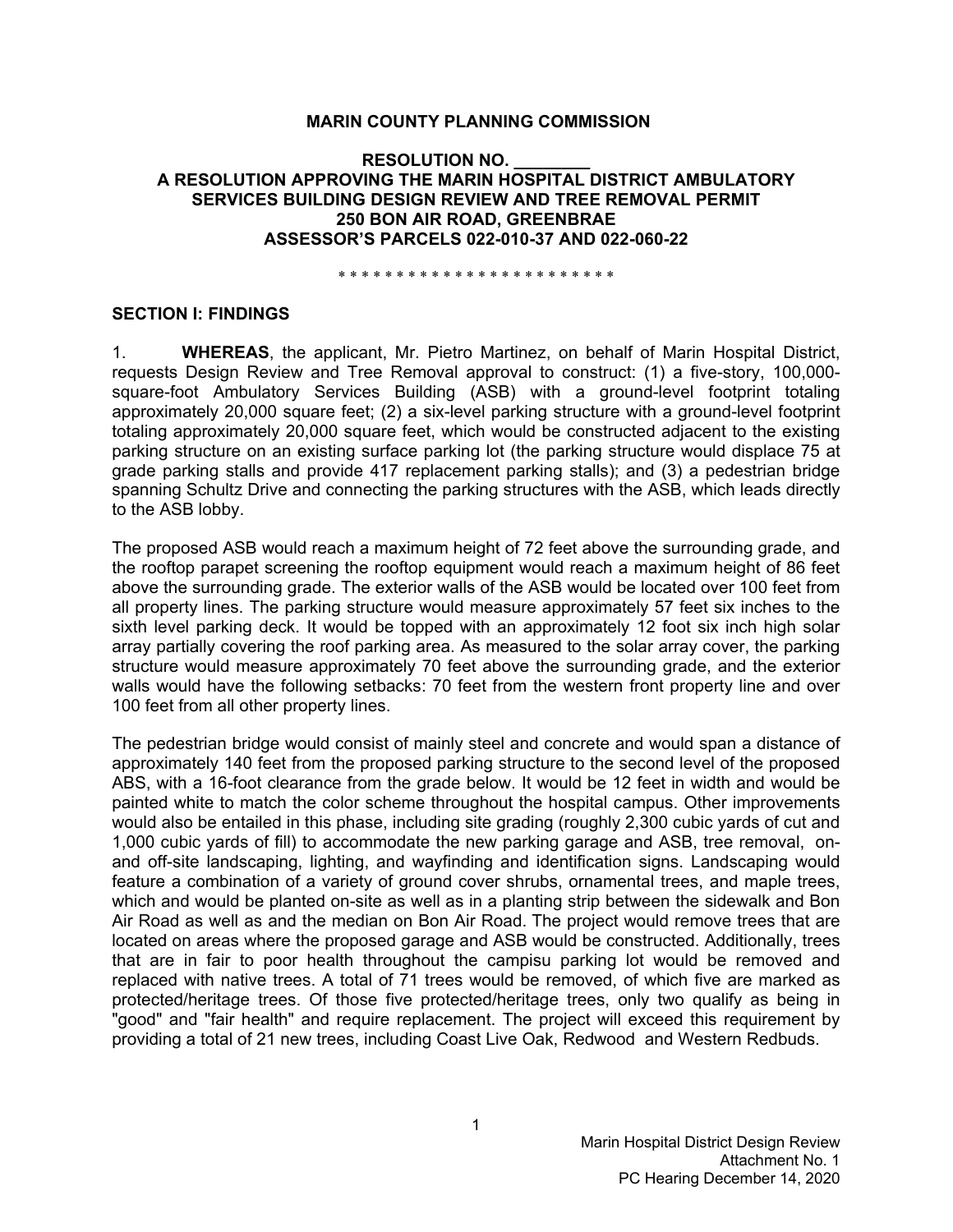**MARIN COUNTY PLANNING COMMISSION**

**RESOLUTION NO. ________**
**A RESOLUTION APPROVING THE MARIN HOSPITAL DISTRICT AMBULATORY SERVICES BUILDING DESIGN REVIEW AND TREE REMOVAL PERMIT**
**250 BON AIR ROAD, GREENBRAE**
**ASSESSOR'S PARCELS 022-010-37 AND 022-060-22**

\* \* \* \* \* \* \* \* \* \* \* \* \* \* \* \* \* \* \* \* \* \* \* \* \*

**SECTION I: FINDINGS**

1. **WHEREAS**, the applicant, Mr. Pietro Martinez, on behalf of Marin Hospital District, requests Design Review and Tree Removal approval to construct: (1) a five-story, 100,000-square-foot Ambulatory Services Building (ASB) with a ground-level footprint totaling approximately 20,000 square feet; (2) a six-level parking structure with a ground-level footprint totaling approximately 20,000 square feet, which would be constructed adjacent to the existing parking structure on an existing surface parking lot (the parking structure would displace 75 at grade parking stalls and provide 417 replacement parking stalls); and (3) a pedestrian bridge spanning Schultz Drive and connecting the parking structures with the ASB, which leads directly to the ASB lobby.

The proposed ASB would reach a maximum height of 72 feet above the surrounding grade, and the rooftop parapet screening the rooftop equipment would reach a maximum height of 86 feet above the surrounding grade. The exterior walls of the ASB would be located over 100 feet from all property lines. The parking structure would measure approximately 57 feet six inches to the sixth level parking deck. It would be topped with an approximately 12 foot six inch high solar array partially covering the roof parking area. As measured to the solar array cover, the parking structure would measure approximately 70 feet above the surrounding grade, and the exterior walls would have the following setbacks: 70 feet from the western front property line and over 100 feet from all other property lines.

The pedestrian bridge would consist of mainly steel and concrete and would span a distance of approximately 140 feet from the proposed parking structure to the second level of the proposed ABS, with a 16-foot clearance from the grade below. It would be 12 feet in width and would be painted white to match the color scheme throughout the hospital campus. Other improvements would also be entailed in this phase, including site grading (roughly 2,300 cubic yards of cut and 1,000 cubic yards of fill) to accommodate the new parking garage and ASB, tree removal, on- and off-site landscaping, lighting, and wayfinding and identification signs. Landscaping would feature a combination of a variety of ground cover shrubs, ornamental trees, and maple trees, which and would be planted on-site as well as in a planting strip between the sidewalk and Bon Air Road as well as and the median on Bon Air Road. The project would remove trees that are located on areas where the proposed garage and ASB would be constructed. Additionally, trees that are in fair to poor health throughout the campisu parking lot would be removed and replaced with native trees. A total of 71 trees would be removed, of which five are marked as protected/heritage trees. Of those five protected/heritage trees, only two qualify as being in "good" and "fair health" and require replacement. The project will exceed this requirement by providing a total of 21 new trees, including Coast Live Oak, Redwood and Western Redbuds.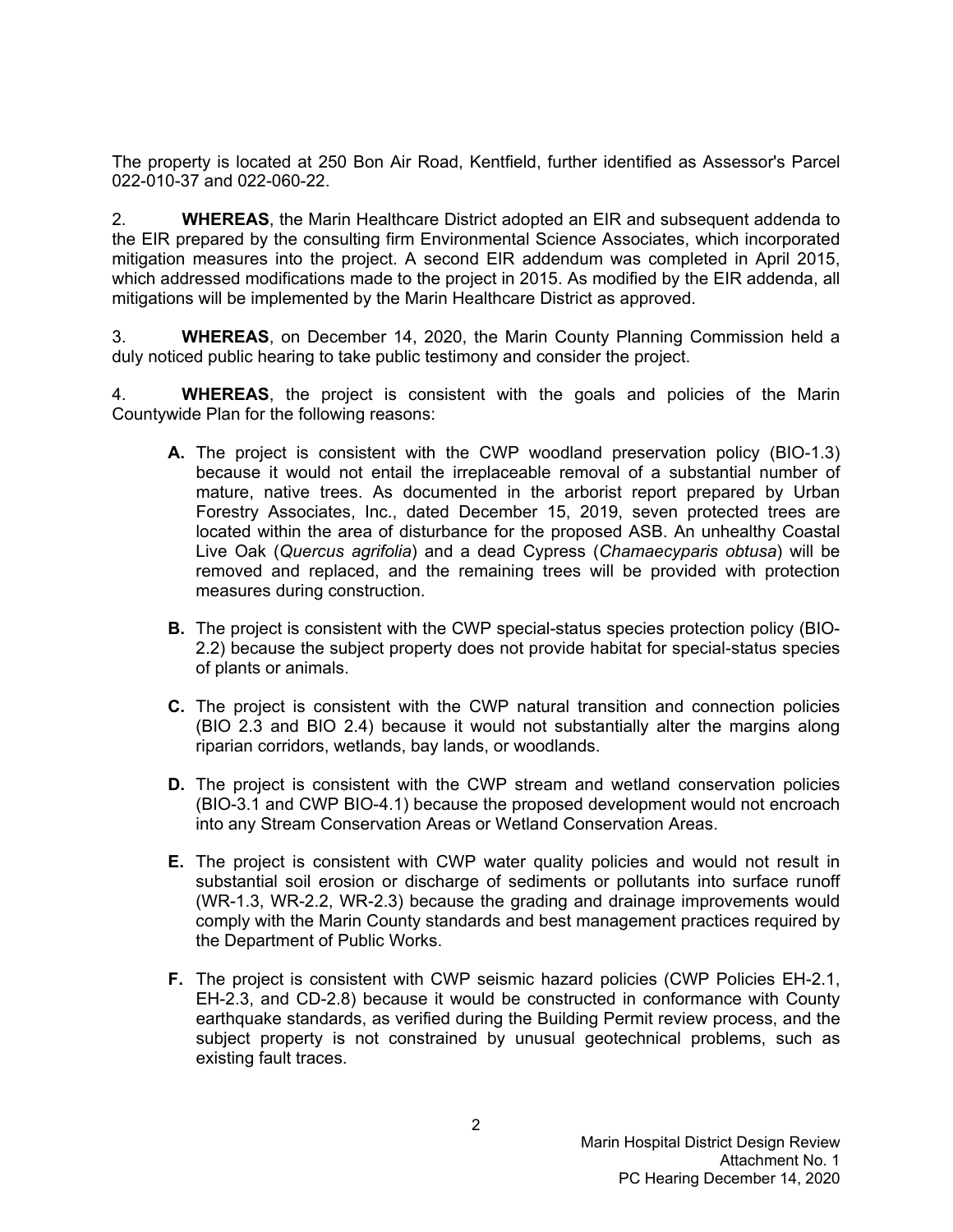The property is located at 250 Bon Air Road, Kentfield, further identified as Assessor's Parcel 022-010-37 and 022-060-22.

2. **WHEREAS**, the Marin Healthcare District adopted an EIR and subsequent addenda to the EIR prepared by the consulting firm Environmental Science Associates, which incorporated mitigation measures into the project. A second EIR addendum was completed in April 2015, which addressed modifications made to the project in 2015. As modified by the EIR addenda, all mitigations will be implemented by the Marin Healthcare District as approved.

3. **WHEREAS**, on December 14, 2020, the Marin County Planning Commission held a duly noticed public hearing to take public testimony and consider the project.

4. **WHEREAS**, the project is consistent with the goals and policies of the Marin Countywide Plan for the following reasons:

   **A.** The project is consistent with the CWP woodland preservation policy (BIO-1.3) because it would not entail the irreplaceable removal of a substantial number of mature, native trees. As documented in the arborist report prepared by Urban Forestry Associates, Inc., dated December 15, 2019, seven protected trees are located within the area of disturbance for the proposed ASB. An unhealthy Coastal Live Oak (*Quercus agrifolia*) and a dead Cypress (*Chamaecyparis obtusa*) will be removed and replaced, and the remaining trees will be provided with protection measures during construction.

   **B.** The project is consistent with the CWP special-status species protection policy (BIO-2.2) because the subject property does not provide habitat for special-status species of plants or animals.

   **C.** The project is consistent with the CWP natural transition and connection policies (BIO 2.3 and BIO 2.4) because it would not substantially alter the margins along riparian corridors, wetlands, bay lands, or woodlands.

   **D.** The project is consistent with the CWP stream and wetland conservation policies (BIO-3.1 and CWP BIO-4.1) because the proposed development would not encroach into any Stream Conservation Areas or Wetland Conservation Areas.

   **E.** The project is consistent with CWP water quality policies and would not result in substantial soil erosion or discharge of sediments or pollutants into surface runoff (WR-1.3, WR-2.2, WR-2.3) because the grading and drainage improvements would comply with the Marin County standards and best management practices required by the Department of Public Works.

   **F.** The project is consistent with CWP seismic hazard policies (CWP Policies EH-2.1, EH-2.3, and CD-2.8) because it would be constructed in conformance with County earthquake standards, as verified during the Building Permit review process, and the subject property is not constrained by unusual geotechnical problems, such as existing fault traces.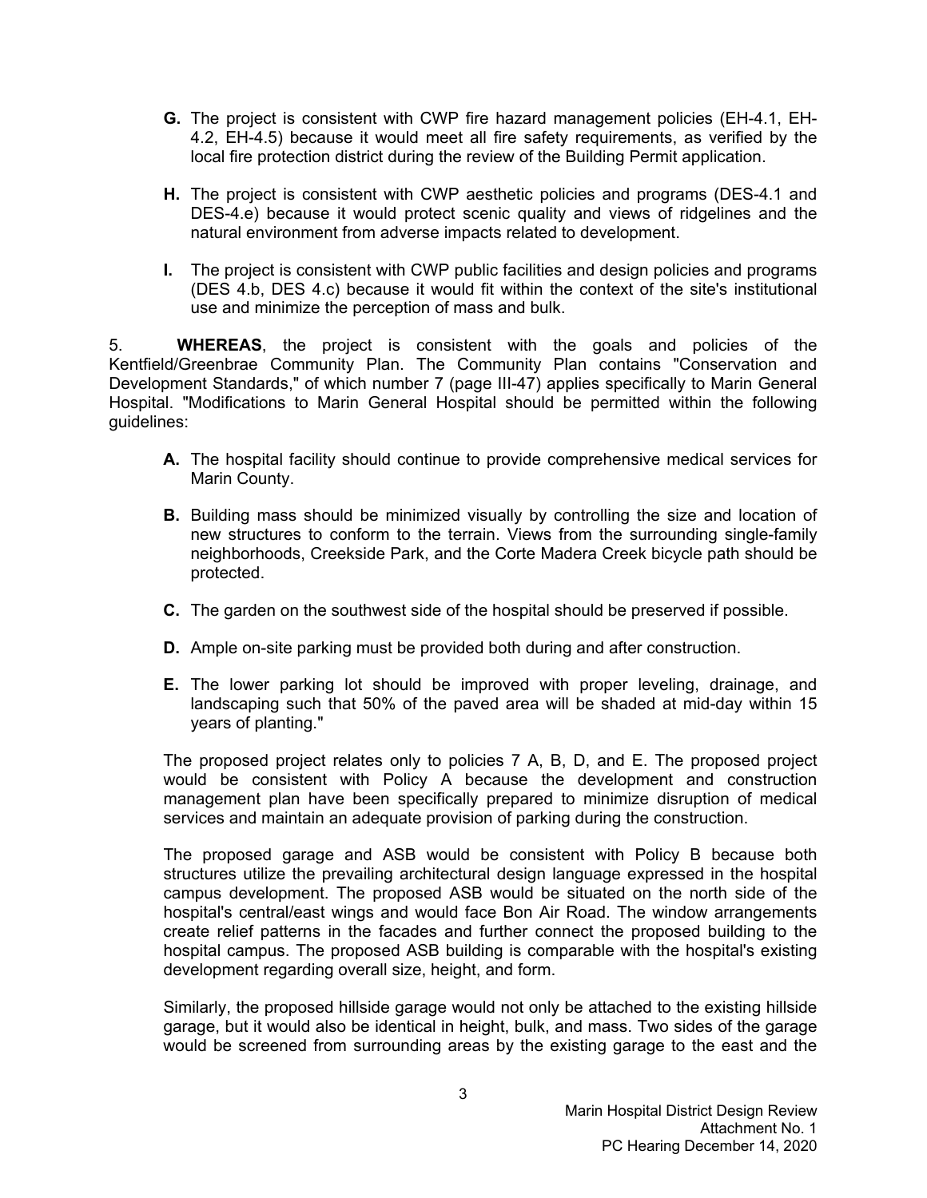**G.** The project is consistent with CWP fire hazard management policies (EH-4.1, EH-4.2, EH-4.5) because it would meet all fire safety requirements, as verified by the local fire protection district during the review of the Building Permit application.

**H.** The project is consistent with CWP aesthetic policies and programs (DES-4.1 and DES-4.e) because it would protect scenic quality and views of ridgelines and the natural environment from adverse impacts related to development.

**I.** The project is consistent with CWP public facilities and design policies and programs (DES 4.b, DES 4.c) because it would fit within the context of the site's institutional use and minimize the perception of mass and bulk.

5. **WHEREAS**, the project is consistent with the goals and policies of the Kentfield/Greenbrae Community Plan. The Community Plan contains "Conservation and Development Standards," of which number 7 (page III-47) applies specifically to Marin General Hospital. "Modifications to Marin General Hospital should be permitted within the following guidelines:

**A.** The hospital facility should continue to provide comprehensive medical services for Marin County.

**B.** Building mass should be minimized visually by controlling the size and location of new structures to conform to the terrain. Views from the surrounding single-family neighborhoods, Creekside Park, and the Corte Madera Creek bicycle path should be protected.

**C.** The garden on the southwest side of the hospital should be preserved if possible.

**D.** Ample on-site parking must be provided both during and after construction.

**E.** The lower parking lot should be improved with proper leveling, drainage, and landscaping such that 50% of the paved area will be shaded at mid-day within 15 years of planting."

The proposed project relates only to policies 7 A, B, D, and E. The proposed project would be consistent with Policy A because the development and construction management plan have been specifically prepared to minimize disruption of medical services and maintain an adequate provision of parking during the construction.

The proposed garage and ASB would be consistent with Policy B because both structures utilize the prevailing architectural design language expressed in the hospital campus development. The proposed ASB would be situated on the north side of the hospital's central/east wings and would face Bon Air Road. The window arrangements create relief patterns in the facades and further connect the proposed building to the hospital campus. The proposed ASB building is comparable with the hospital's existing development regarding overall size, height, and form.

Similarly, the proposed hillside garage would not only be attached to the existing hillside garage, but it would also be identical in height, bulk, and mass. Two sides of the garage would be screened from surrounding areas by the existing garage to the east and the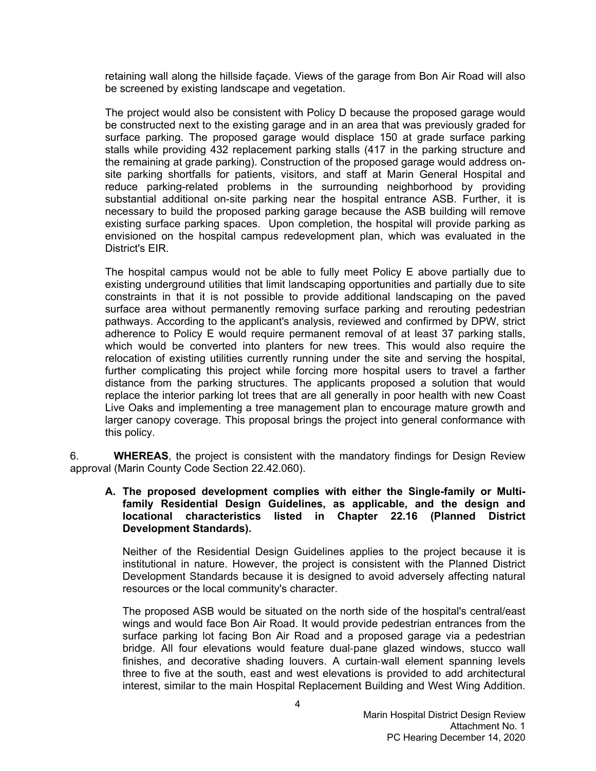retaining wall along the hillside façade. Views of the garage from Bon Air Road will also be screened by existing landscape and vegetation.

The project would also be consistent with Policy D because the proposed garage would be constructed next to the existing garage and in an area that was previously graded for surface parking. The proposed garage would displace 150 at grade surface parking stalls while providing 432 replacement parking stalls (417 in the parking structure and the remaining at grade parking). Construction of the proposed garage would address on-site parking shortfalls for patients, visitors, and staff at Marin General Hospital and reduce parking-related problems in the surrounding neighborhood by providing substantial additional on-site parking near the hospital entrance ASB. Further, it is necessary to build the proposed parking garage because the ASB building will remove existing surface parking spaces. Upon completion, the hospital will provide parking as envisioned on the hospital campus redevelopment plan, which was evaluated in the District's EIR.

The hospital campus would not be able to fully meet Policy E above partially due to existing underground utilities that limit landscaping opportunities and partially due to site constraints in that it is not possible to provide additional landscaping on the paved surface area without permanently removing surface parking and rerouting pedestrian pathways. According to the applicant's analysis, reviewed and confirmed by DPW, strict adherence to Policy E would require permanent removal of at least 37 parking stalls, which would be converted into planters for new trees. This would also require the relocation of existing utilities currently running under the site and serving the hospital, further complicating this project while forcing more hospital users to travel a farther distance from the parking structures. The applicants proposed a solution that would replace the interior parking lot trees that are all generally in poor health with new Coast Live Oaks and implementing a tree management plan to encourage mature growth and larger canopy coverage. This proposal brings the project into general conformance with this policy.

6. **WHEREAS**, the project is consistent with the mandatory findings for Design Review approval (Marin County Code Section 22.42.060).

**A. The proposed development complies with either the Single-family or Multi-family Residential Design Guidelines, as applicable, and the design and locational characteristics listed in Chapter 22.16 (Planned District Development Standards).**

Neither of the Residential Design Guidelines applies to the project because it is institutional in nature. However, the project is consistent with the Planned District Development Standards because it is designed to avoid adversely affecting natural resources or the local community's character.

The proposed ASB would be situated on the north side of the hospital's central/east wings and would face Bon Air Road. It would provide pedestrian entrances from the surface parking lot facing Bon Air Road and a proposed garage via a pedestrian bridge. All four elevations would feature dual-pane glazed windows, stucco wall finishes, and decorative shading louvers. A curtain-wall element spanning levels three to five at the south, east and west elevations is provided to add architectural interest, similar to the main Hospital Replacement Building and West Wing Addition.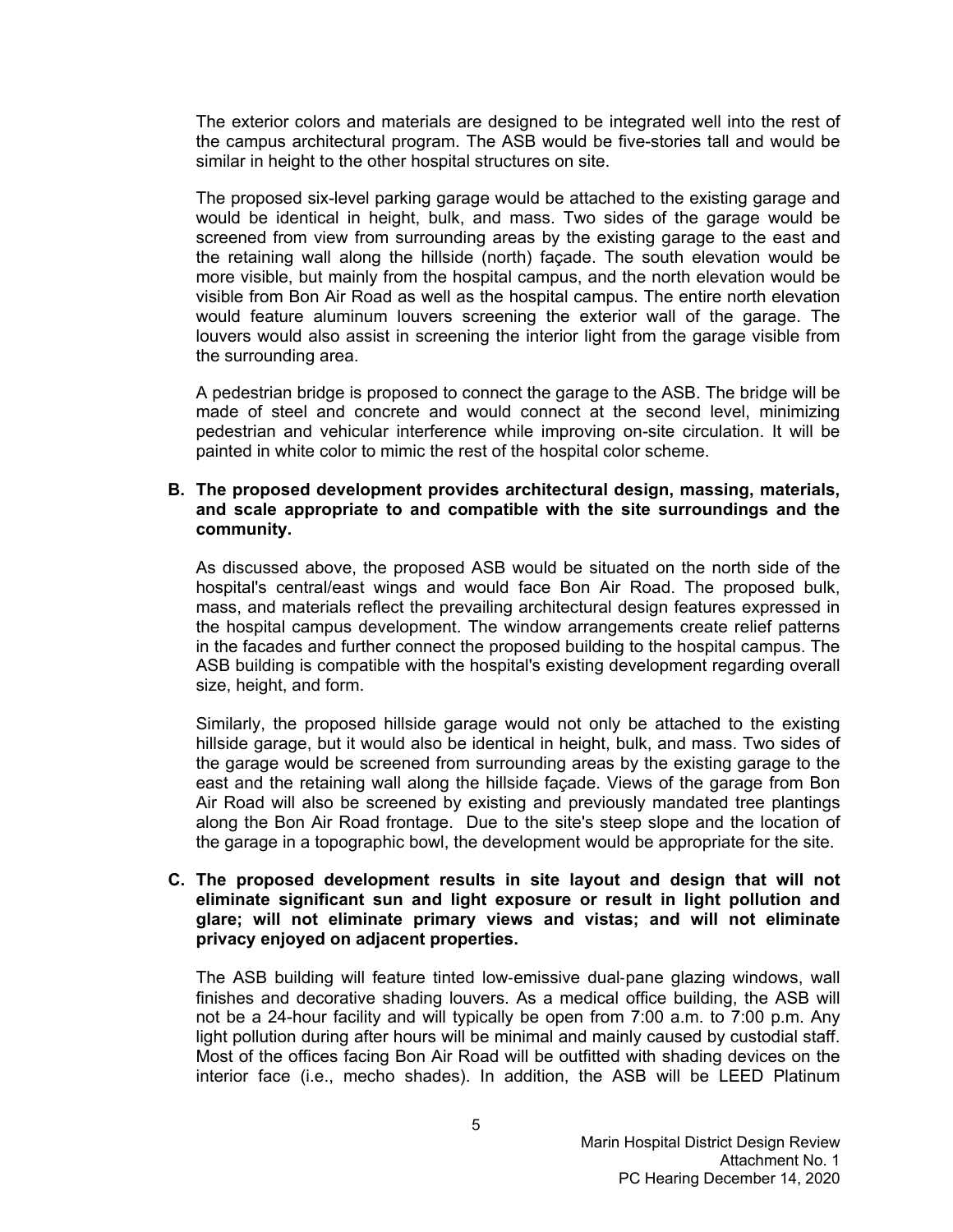The exterior colors and materials are designed to be integrated well into the rest of the campus architectural program. The ASB would be five-stories tall and would be similar in height to the other hospital structures on site.

The proposed six-level parking garage would be attached to the existing garage and would be identical in height, bulk, and mass. Two sides of the garage would be screened from view from surrounding areas by the existing garage to the east and the retaining wall along the hillside (north) façade. The south elevation would be more visible, but mainly from the hospital campus, and the north elevation would be visible from Bon Air Road as well as the hospital campus. The entire north elevation would feature aluminum louvers screening the exterior wall of the garage. The louvers would also assist in screening the interior light from the garage visible from the surrounding area.

A pedestrian bridge is proposed to connect the garage to the ASB. The bridge will be made of steel and concrete and would connect at the second level, minimizing pedestrian and vehicular interference while improving on-site circulation. It will be painted in white color to mimic the rest of the hospital color scheme.

**B. The proposed development provides architectural design, massing, materials, and scale appropriate to and compatible with the site surroundings and the community.**

As discussed above, the proposed ASB would be situated on the north side of the hospital's central/east wings and would face Bon Air Road. The proposed bulk, mass, and materials reflect the prevailing architectural design features expressed in the hospital campus development. The window arrangements create relief patterns in the facades and further connect the proposed building to the hospital campus. The ASB building is compatible with the hospital's existing development regarding overall size, height, and form.

Similarly, the proposed hillside garage would not only be attached to the existing hillside garage, but it would also be identical in height, bulk, and mass. Two sides of the garage would be screened from surrounding areas by the existing garage to the east and the retaining wall along the hillside façade. Views of the garage from Bon Air Road will also be screened by existing and previously mandated tree plantings along the Bon Air Road frontage. Due to the site's steep slope and the location of the garage in a topographic bowl, the development would be appropriate for the site.

**C. The proposed development results in site layout and design that will not eliminate significant sun and light exposure or result in light pollution and glare; will not eliminate primary views and vistas; and will not eliminate privacy enjoyed on adjacent properties.**

The ASB building will feature tinted low-emissive dual-pane glazing windows, wall finishes and decorative shading louvers. As a medical office building, the ASB will not be a 24-hour facility and will typically be open from 7:00 a.m. to 7:00 p.m. Any light pollution during after hours will be minimal and mainly caused by custodial staff. Most of the offices facing Bon Air Road will be outfitted with shading devices on the interior face (i.e., mecho shades). In addition, the ASB will be LEED Platinum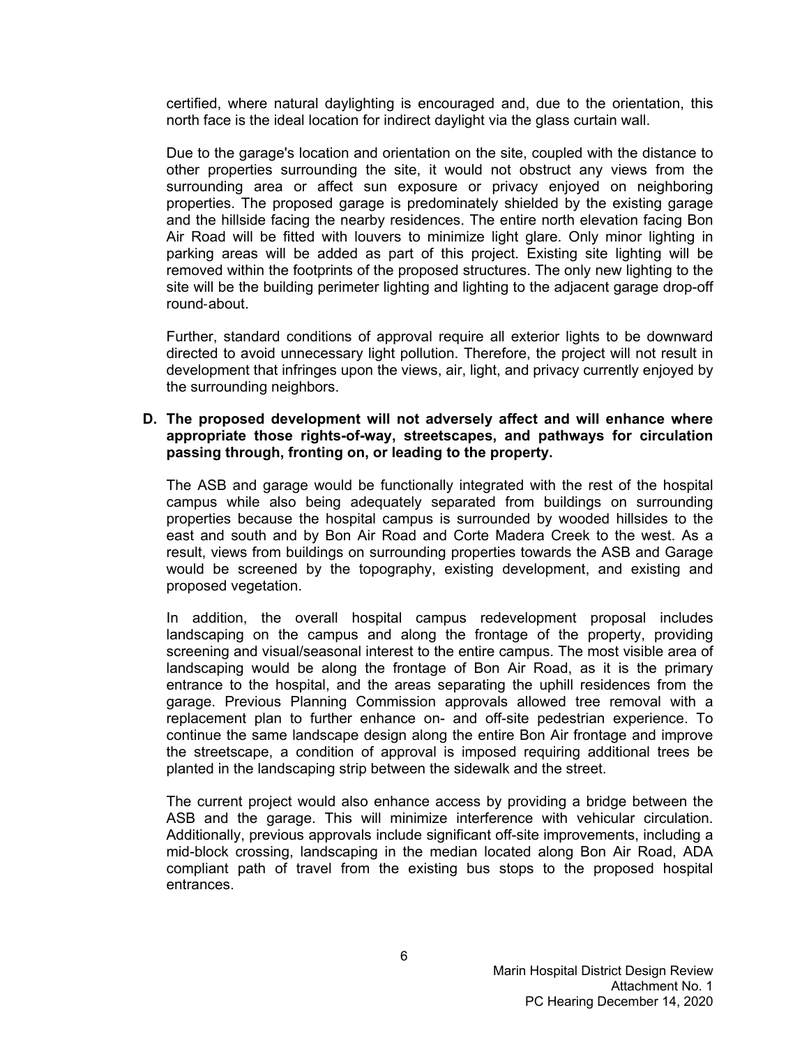certified, where natural daylighting is encouraged and, due to the orientation, this north face is the ideal location for indirect daylight via the glass curtain wall.

Due to the garage's location and orientation on the site, coupled with the distance to other properties surrounding the site, it would not obstruct any views from the surrounding area or affect sun exposure or privacy enjoyed on neighboring properties. The proposed garage is predominately shielded by the existing garage and the hillside facing the nearby residences. The entire north elevation facing Bon Air Road will be fitted with louvers to minimize light glare. Only minor lighting in parking areas will be added as part of this project. Existing site lighting will be removed within the footprints of the proposed structures. The only new lighting to the site will be the building perimeter lighting and lighting to the adjacent garage drop-off round-about.

Further, standard conditions of approval require all exterior lights to be downward directed to avoid unnecessary light pollution. Therefore, the project will not result in development that infringes upon the views, air, light, and privacy currently enjoyed by the surrounding neighbors.

**D. The proposed development will not adversely affect and will enhance where appropriate those rights-of-way, streetscapes, and pathways for circulation passing through, fronting on, or leading to the property.**

The ASB and garage would be functionally integrated with the rest of the hospital campus while also being adequately separated from buildings on surrounding properties because the hospital campus is surrounded by wooded hillsides to the east and south and by Bon Air Road and Corte Madera Creek to the west. As a result, views from buildings on surrounding properties towards the ASB and Garage would be screened by the topography, existing development, and existing and proposed vegetation.

In addition, the overall hospital campus redevelopment proposal includes landscaping on the campus and along the frontage of the property, providing screening and visual/seasonal interest to the entire campus. The most visible area of landscaping would be along the frontage of Bon Air Road, as it is the primary entrance to the hospital, and the areas separating the uphill residences from the garage. Previous Planning Commission approvals allowed tree removal with a replacement plan to further enhance on- and off-site pedestrian experience. To continue the same landscape design along the entire Bon Air frontage and improve the streetscape, a condition of approval is imposed requiring additional trees be planted in the landscaping strip between the sidewalk and the street.

The current project would also enhance access by providing a bridge between the ASB and the garage. This will minimize interference with vehicular circulation. Additionally, previous approvals include significant off-site improvements, including a mid-block crossing, landscaping in the median located along Bon Air Road, ADA compliant path of travel from the existing bus stops to the proposed hospital entrances.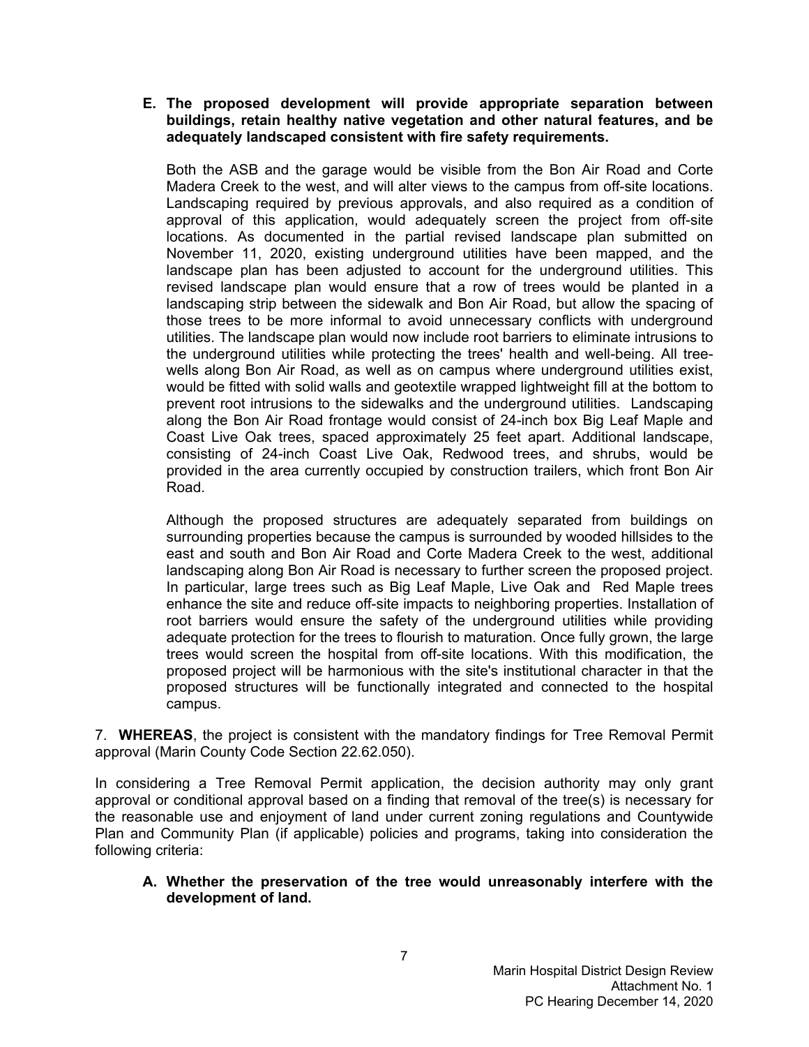**E. The proposed development will provide appropriate separation between buildings, retain healthy native vegetation and other natural features, and be adequately landscaped consistent with fire safety requirements.**

Both the ASB and the garage would be visible from the Bon Air Road and Corte Madera Creek to the west, and will alter views to the campus from off-site locations. Landscaping required by previous approvals, and also required as a condition of approval of this application, would adequately screen the project from off-site locations. As documented in the partial revised landscape plan submitted on November 11, 2020, existing underground utilities have been mapped, and the landscape plan has been adjusted to account for the underground utilities. This revised landscape plan would ensure that a row of trees would be planted in a landscaping strip between the sidewalk and Bon Air Road, but allow the spacing of those trees to be more informal to avoid unnecessary conflicts with underground utilities. The landscape plan would now include root barriers to eliminate intrusions to the underground utilities while protecting the trees' health and well-being. All tree-wells along Bon Air Road, as well as on campus where underground utilities exist, would be fitted with solid walls and geotextile wrapped lightweight fill at the bottom to prevent root intrusions to the sidewalks and the underground utilities. Landscaping along the Bon Air Road frontage would consist of 24-inch box Big Leaf Maple and Coast Live Oak trees, spaced approximately 25 feet apart. Additional landscape, consisting of 24-inch Coast Live Oak, Redwood trees, and shrubs, would be provided in the area currently occupied by construction trailers, which front Bon Air Road.

Although the proposed structures are adequately separated from buildings on surrounding properties because the campus is surrounded by wooded hillsides to the east and south and Bon Air Road and Corte Madera Creek to the west, additional landscaping along Bon Air Road is necessary to further screen the proposed project. In particular, large trees such as Big Leaf Maple, Live Oak and Red Maple trees enhance the site and reduce off-site impacts to neighboring properties. Installation of root barriers would ensure the safety of the underground utilities while providing adequate protection for the trees to flourish to maturation. Once fully grown, the large trees would screen the hospital from off-site locations. With this modification, the proposed project will be harmonious with the site's institutional character in that the proposed structures will be functionally integrated and connected to the hospital campus.

7. **WHEREAS**, the project is consistent with the mandatory findings for Tree Removal Permit approval (Marin County Code Section 22.62.050).

In considering a Tree Removal Permit application, the decision authority may only grant approval or conditional approval based on a finding that removal of the tree(s) is necessary for the reasonable use and enjoyment of land under current zoning regulations and Countywide Plan and Community Plan (if applicable) policies and programs, taking into consideration the following criteria:

**A. Whether the preservation of the tree would unreasonably interfere with the development of land.**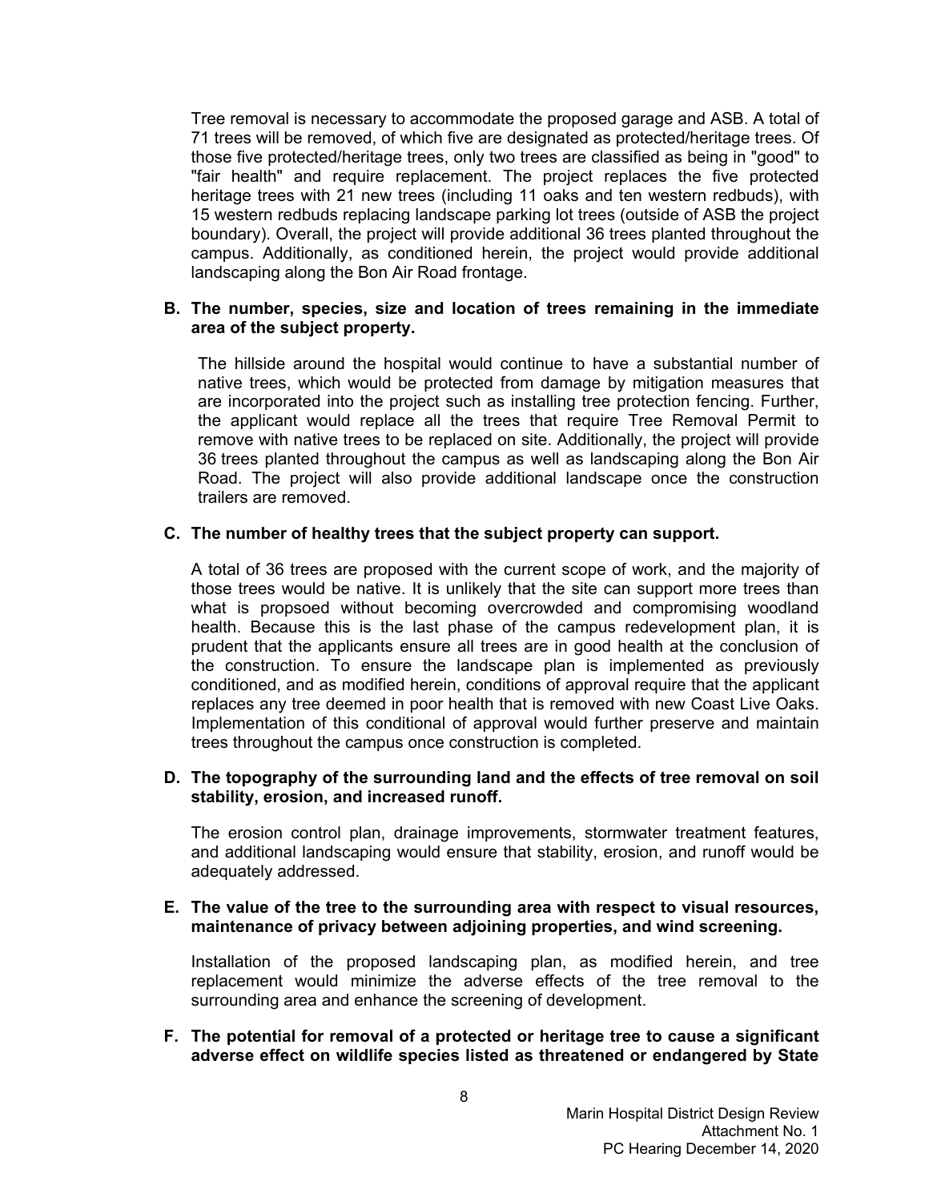Tree removal is necessary to accommodate the proposed garage and ASB. A total of 71 trees will be removed, of which five are designated as protected/heritage trees. Of those five protected/heritage trees, only two trees are classified as being in "good" to "fair health" and require replacement. The project replaces the five protected heritage trees with 21 new trees (including 11 oaks and ten western redbuds), with 15 western redbuds replacing landscape parking lot trees (outside of ASB the project boundary). Overall, the project will provide additional 36 trees planted throughout the campus. Additionally, as conditioned herein, the project would provide additional landscaping along the Bon Air Road frontage.

**B. The number, species, size and location of trees remaining in the immediate area of the subject property.**

The hillside around the hospital would continue to have a substantial number of native trees, which would be protected from damage by mitigation measures that are incorporated into the project such as installing tree protection fencing. Further, the applicant would replace all the trees that require Tree Removal Permit to remove with native trees to be replaced on site. Additionally, the project will provide 36 trees planted throughout the campus as well as landscaping along the Bon Air Road. The project will also provide additional landscape once the construction trailers are removed.

**C. The number of healthy trees that the subject property can support.**

A total of 36 trees are proposed with the current scope of work, and the majority of those trees would be native. It is unlikely that the site can support more trees than what is propsoed without becoming overcrowded and compromising woodland health. Because this is the last phase of the campus redevelopment plan, it is prudent that the applicants ensure all trees are in good health at the conclusion of the construction. To ensure the landscape plan is implemented as previously conditioned, and as modified herein, conditions of approval require that the applicant replaces any tree deemed in poor health that is removed with new Coast Live Oaks. Implementation of this conditional of approval would further preserve and maintain trees throughout the campus once construction is completed.

**D. The topography of the surrounding land and the effects of tree removal on soil stability, erosion, and increased runoff.**

The erosion control plan, drainage improvements, stormwater treatment features, and additional landscaping would ensure that stability, erosion, and runoff would be adequately addressed.

**E. The value of the tree to the surrounding area with respect to visual resources, maintenance of privacy between adjoining properties, and wind screening.**

Installation of the proposed landscaping plan, as modified herein, and tree replacement would minimize the adverse effects of the tree removal to the surrounding area and enhance the screening of development.

**F. The potential for removal of a protected or heritage tree to cause a significant adverse effect on wildlife species listed as threatened or endangered by State**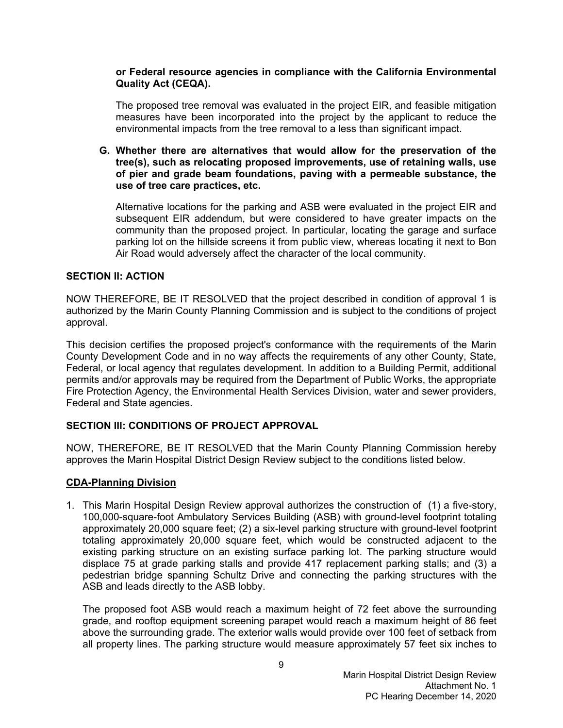**or Federal resource agencies in compliance with the California Environmental Quality Act (CEQA).**

The proposed tree removal was evaluated in the project EIR, and feasible mitigation measures have been incorporated into the project by the applicant to reduce the environmental impacts from the tree removal to a less than significant impact.

**G. Whether there are alternatives that would allow for the preservation of the tree(s), such as relocating proposed improvements, use of retaining walls, use of pier and grade beam foundations, paving with a permeable substance, the use of tree care practices, etc.**

Alternative locations for the parking and ASB were evaluated in the project EIR and subsequent EIR addendum, but were considered to have greater impacts on the community than the proposed project. In particular, locating the garage and surface parking lot on the hillside screens it from public view, whereas locating it next to Bon Air Road would adversely affect the character of the local community.

## SECTION II: ACTION

NOW THEREFORE, BE IT RESOLVED that the project described in condition of approval 1 is authorized by the Marin County Planning Commission and is subject to the conditions of project approval.

This decision certifies the proposed project's conformance with the requirements of the Marin County Development Code and in no way affects the requirements of any other County, State, Federal, or local agency that regulates development. In addition to a Building Permit, additional permits and/or approvals may be required from the Department of Public Works, the appropriate Fire Protection Agency, the Environmental Health Services Division, water and sewer providers, Federal and State agencies.

## SECTION III: CONDITIONS OF PROJECT APPROVAL

NOW, THEREFORE, BE IT RESOLVED that the Marin County Planning Commission hereby approves the Marin Hospital District Design Review subject to the conditions listed below.

### CDA-Planning Division

1. This Marin Hospital Design Review approval authorizes the construction of (1) a five-story, 100,000-square-foot Ambulatory Services Building (ASB) with ground-level footprint totaling approximately 20,000 square feet; (2) a six-level parking structure with ground-level footprint totaling approximately 20,000 square feet, which would be constructed adjacent to the existing parking structure on an existing surface parking lot. The parking structure would displace 75 at grade parking stalls and provide 417 replacement parking stalls; and (3) a pedestrian bridge spanning Schultz Drive and connecting the parking structures with the ASB and leads directly to the ASB lobby.

   The proposed foot ASB would reach a maximum height of 72 feet above the surrounding grade, and rooftop equipment screening parapet would reach a maximum height of 86 feet above the surrounding grade. The exterior walls would provide over 100 feet of setback from all property lines. The parking structure would measure approximately 57 feet six inches to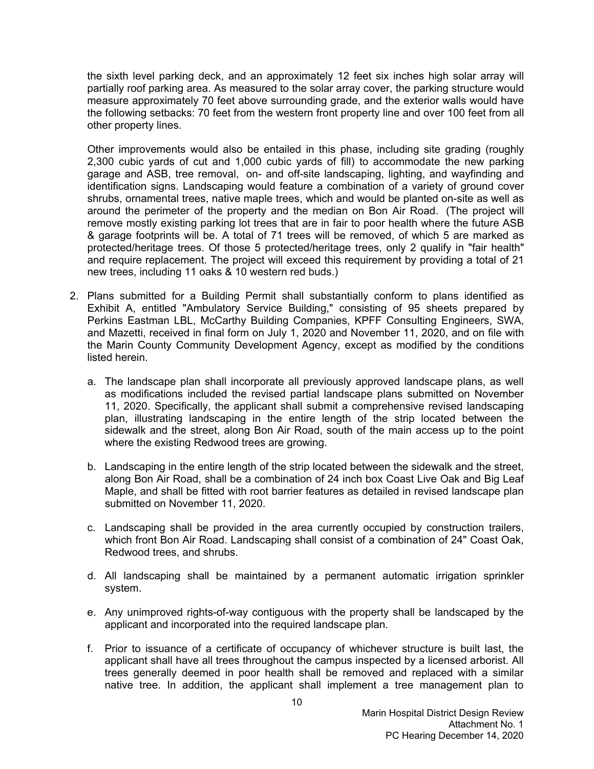the sixth level parking deck, and an approximately 12 feet six inches high solar array will partially roof parking area. As measured to the solar array cover, the parking structure would measure approximately 70 feet above surrounding grade, and the exterior walls would have the following setbacks: 70 feet from the western front property line and over 100 feet from all other property lines.

Other improvements would also be entailed in this phase, including site grading (roughly 2,300 cubic yards of cut and 1,000 cubic yards of fill) to accommodate the new parking garage and ASB, tree removal, on- and off-site landscaping, lighting, and wayfinding and identification signs. Landscaping would feature a combination of a variety of ground cover shrubs, ornamental trees, native maple trees, which and would be planted on-site as well as around the perimeter of the property and the median on Bon Air Road. (The project will remove mostly existing parking lot trees that are in fair to poor health where the future ASB & garage footprints will be. A total of 71 trees will be removed, of which 5 are marked as protected/heritage trees. Of those 5 protected/heritage trees, only 2 qualify in "fair health" and require replacement. The project will exceed this requirement by providing a total of 21 new trees, including 11 oaks & 10 western red buds.)

2. Plans submitted for a Building Permit shall substantially conform to plans identified as Exhibit A, entitled "Ambulatory Service Building," consisting of 95 sheets prepared by Perkins Eastman LBL, McCarthy Building Companies, KPFF Consulting Engineers, SWA, and Mazetti, received in final form on July 1, 2020 and November 11, 2020, and on file with the Marin County Community Development Agency, except as modified by the conditions listed herein.

   a. The landscape plan shall incorporate all previously approved landscape plans, as well as modifications included the revised partial landscape plans submitted on November 11, 2020. Specifically, the applicant shall submit a comprehensive revised landscaping plan, illustrating landscaping in the entire length of the strip located between the sidewalk and the street, along Bon Air Road, south of the main access up to the point where the existing Redwood trees are growing.

   b. Landscaping in the entire length of the strip located between the sidewalk and the street, along Bon Air Road, shall be a combination of 24 inch box Coast Live Oak and Big Leaf Maple, and shall be fitted with root barrier features as detailed in revised landscape plan submitted on November 11, 2020.

   c. Landscaping shall be provided in the area currently occupied by construction trailers, which front Bon Air Road. Landscaping shall consist of a combination of 24" Coast Oak, Redwood trees, and shrubs.

   d. All landscaping shall be maintained by a permanent automatic irrigation sprinkler system.

   e. Any unimproved rights-of-way contiguous with the property shall be landscaped by the applicant and incorporated into the required landscape plan.

   f. Prior to issuance of a certificate of occupancy of whichever structure is built last, the applicant shall have all trees throughout the campus inspected by a licensed arborist. All trees generally deemed in poor health shall be removed and replaced with a similar native tree. In addition, the applicant shall implement a tree management plan to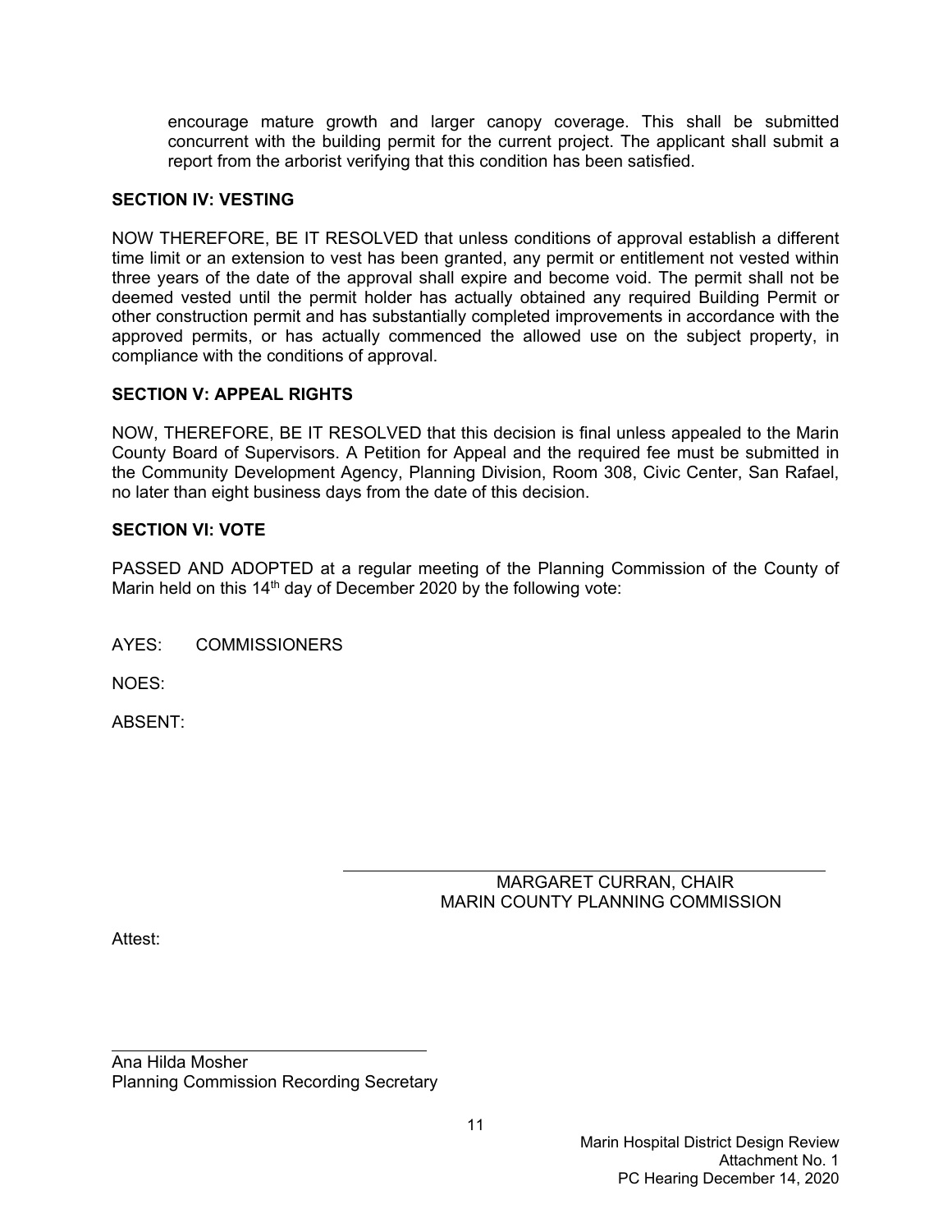encourage mature growth and larger canopy coverage. This shall be submitted concurrent with the building permit for the current project. The applicant shall submit a report from the arborist verifying that this condition has been satisfied.

**SECTION IV: VESTING**

NOW THEREFORE, BE IT RESOLVED that unless conditions of approval establish a different time limit or an extension to vest has been granted, any permit or entitlement not vested within three years of the date of the approval shall expire and become void. The permit shall not be deemed vested until the permit holder has actually obtained any required Building Permit or other construction permit and has substantially completed improvements in accordance with the approved permits, or has actually commenced the allowed use on the subject property, in compliance with the conditions of approval.

**SECTION V: APPEAL RIGHTS**

NOW, THEREFORE, BE IT RESOLVED that this decision is final unless appealed to the Marin County Board of Supervisors. A Petition for Appeal and the required fee must be submitted in the Community Development Agency, Planning Division, Room 308, Civic Center, San Rafael, no later than eight business days from the date of this decision.

**SECTION VI: VOTE**

PASSED AND ADOPTED at a regular meeting of the Planning Commission of the County of Marin held on this 14th day of December 2020 by the following vote:

AYES: COMMISSIONERS

NOES:

ABSENT:

\_\_\_\_\_\_\_\_\_\_\_\_\_\_\_\_\_\_\_\_\_\_\_\_\_\_\_\_\_\_\_\_\_\_\_\_\_\_\_\_

MARGARET CURRAN, CHAIR
MARIN COUNTY PLANNING COMMISSION

Attest:

\_\_\_\_\_\_\_\_\_\_\_\_\_\_\_\_\_\_\_\_\_\_\_\_\_\_\_\_\_\_\_\_\_\_\_

Ana Hilda Mosher
Planning Commission Recording Secretary

Marin Hospital District Design Review
Attachment No. 1
PC Hearing December 14, 2020